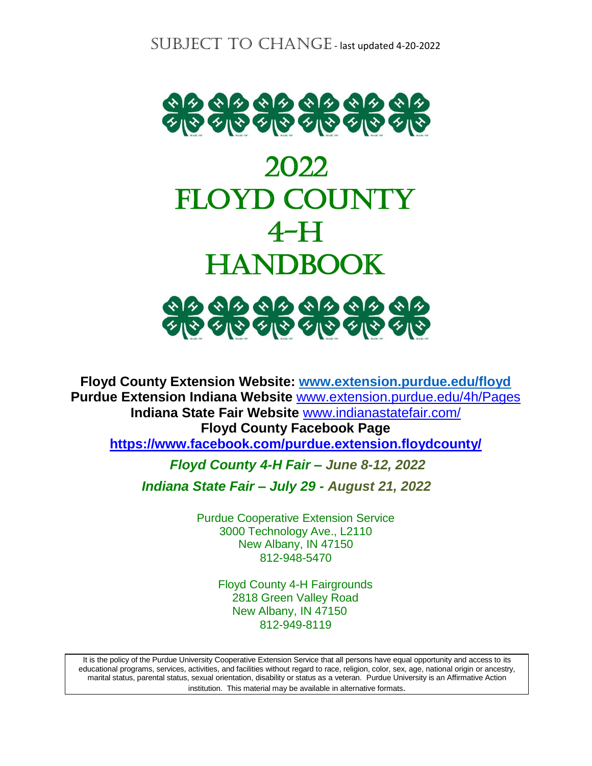SUBJECT TO CHANGE - last updated 4-20-2022

# 2022 FLOYD COUNTY 4-H HANDBOOK

**Floyd County Extension Website: www.extension.purdue.edu/floyd**
**Purdue Extension Indiana Website** www.extension.purdue.edu/4h/Pages
**Indiana State Fair Website** www.indianastatefair.com/
**Floyd County Facebook Page**
**https://www.facebook.com/purdue.extension.floydcounty/**

***Floyd County 4-H Fair – June 8-12, 2022***

***Indiana State Fair – July 29 - August 21, 2022***

Purdue Cooperative Extension Service
3000 Technology Ave., L2110
New Albany, IN 47150
812-948-5470

Floyd County 4-H Fairgrounds
2818 Green Valley Road
New Albany, IN 47150
812-949-8119

It is the policy of the Purdue University Cooperative Extension Service that all persons have equal opportunity and access to its educational programs, services, activities, and facilities without regard to race, religion, color, sex, age, national origin or ancestry, marital status, parental status, sexual orientation, disability or status as a veteran. Purdue University is an Affirmative Action institution. This material may be available in alternative formats.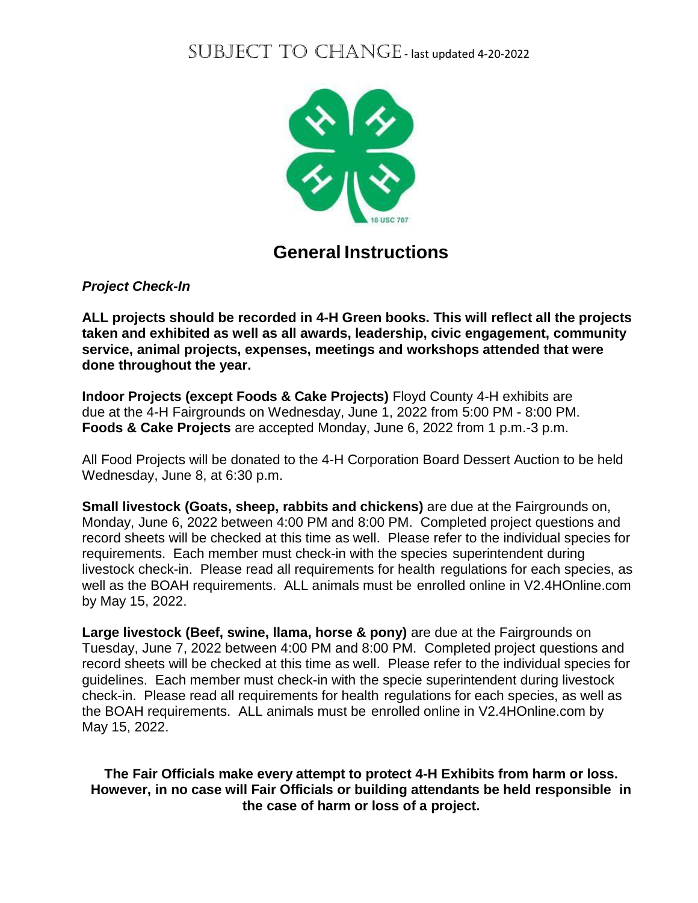SUBJECT TO CHANGE - last updated 4-20-2022

# General Instructions

***Project Check-In***

**ALL projects should be recorded in 4-H Green books. This will reflect all the projects taken and exhibited as well as all awards, leadership, civic engagement, community service, animal projects, expenses, meetings and workshops attended that were done throughout the year.**

**Indoor Projects (except Foods & Cake Projects)** Floyd County 4-H exhibits are due at the 4-H Fairgrounds on Wednesday, June 1, 2022 from 5:00 PM - 8:00 PM. **Foods & Cake Projects** are accepted Monday, June 6, 2022 from 1 p.m.-3 p.m.

All Food Projects will be donated to the 4-H Corporation Board Dessert Auction to be held Wednesday, June 8, at 6:30 p.m.

**Small livestock (Goats, sheep, rabbits and chickens)** are due at the Fairgrounds on, Monday, June 6, 2022 between 4:00 PM and 8:00 PM. Completed project questions and record sheets will be checked at this time as well. Please refer to the individual species for requirements. Each member must check-in with the species superintendent during livestock check-in. Please read all requirements for health regulations for each species, as well as the BOAH requirements. ALL animals must be enrolled online in V2.4HOnline.com by May 15, 2022.

**Large livestock (Beef, swine, llama, horse & pony)** are due at the Fairgrounds on Tuesday, June 7, 2022 between 4:00 PM and 8:00 PM. Completed project questions and record sheets will be checked at this time as well. Please refer to the individual species for guidelines. Each member must check-in with the specie superintendent during livestock check-in. Please read all requirements for health regulations for each species, as well as the BOAH requirements. ALL animals must be enrolled online in V2.4HOnline.com by May 15, 2022.

**The Fair Officials make every attempt to protect 4-H Exhibits from harm or loss. However, in no case will Fair Officials or building attendants be held responsible in the case of harm or loss of a project.**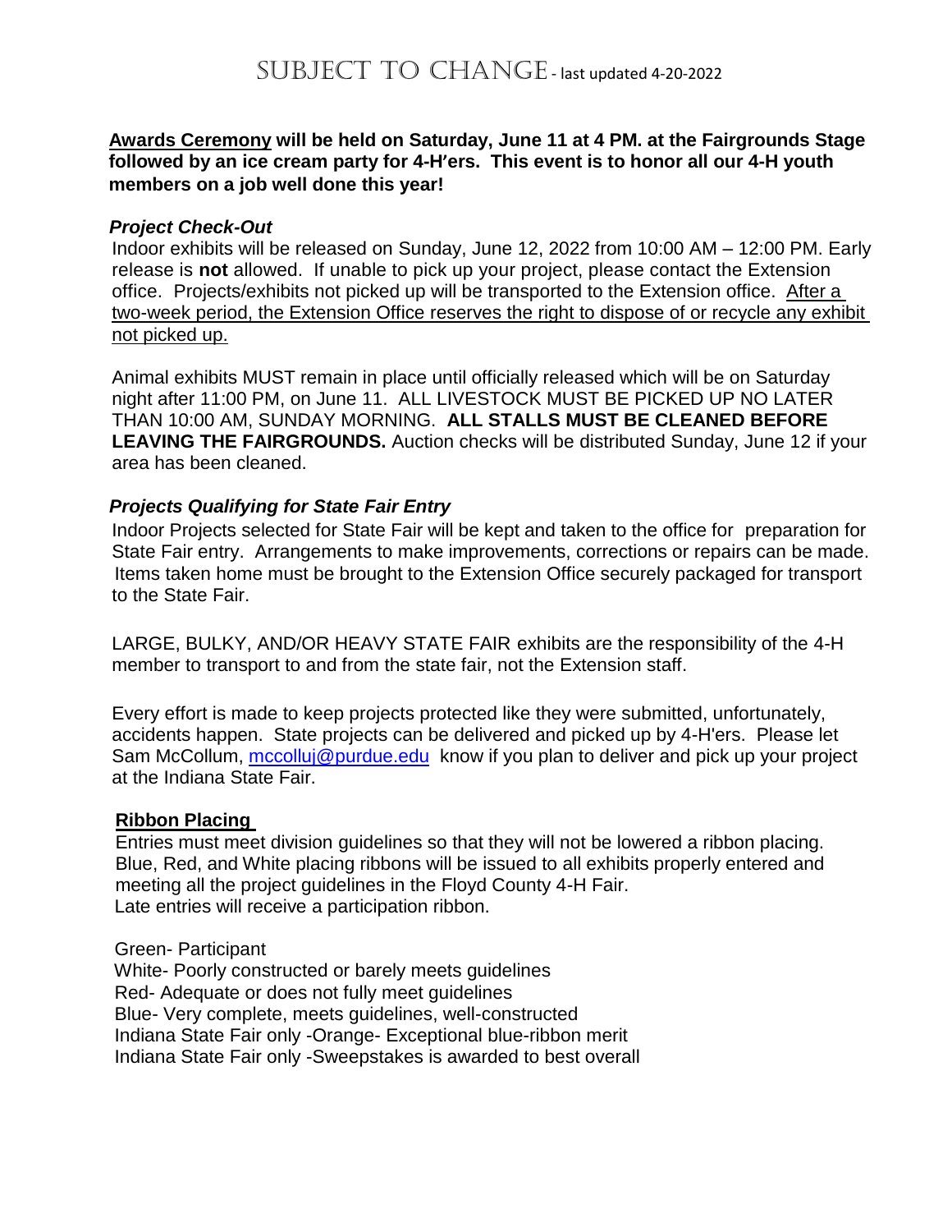# SUBJECT TO CHANGE - last updated 4-20-2022

**<u>Awards Ceremony</u> will be held on Saturday, June 11 at 4 PM. at the Fairgrounds Stage followed by an ice cream party for 4-H'ers. This event is to honor all our 4-H youth members on a job well done this year!**

***Project Check-Out***

Indoor exhibits will be released on Sunday, June 12, 2022 from 10:00 AM – 12:00 PM. Early release is **not** allowed. If unable to pick up your project, please contact the Extension office. Projects/exhibits not picked up will be transported to the Extension office. <u>After a two-week period, the Extension Office reserves the right to dispose of or recycle any exhibit not picked up.</u>

Animal exhibits MUST remain in place until officially released which will be on Saturday night after 11:00 PM, on June 11. ALL LIVESTOCK MUST BE PICKED UP NO LATER THAN 10:00 AM, SUNDAY MORNING. **ALL STALLS MUST BE CLEANED BEFORE LEAVING THE FAIRGROUNDS.** Auction checks will be distributed Sunday, June 12 if your area has been cleaned.

***Projects Qualifying for State Fair Entry***

Indoor Projects selected for State Fair will be kept and taken to the office for preparation for State Fair entry. Arrangements to make improvements, corrections or repairs can be made. Items taken home must be brought to the Extension Office securely packaged for transport to the State Fair.

LARGE, BULKY, AND/OR HEAVY STATE FAIR exhibits are the responsibility of the 4-H member to transport to and from the state fair, not the Extension staff.

Every effort is made to keep projects protected like they were submitted, unfortunately, accidents happen. State projects can be delivered and picked up by 4-H'ers. Please let Sam McCollum, mccolluj@purdue.edu know if you plan to deliver and pick up your project at the Indiana State Fair.

**<u>Ribbon Placing</u>**

Entries must meet division guidelines so that they will not be lowered a ribbon placing. Blue, Red, and White placing ribbons will be issued to all exhibits properly entered and meeting all the project guidelines in the Floyd County 4-H Fair.
Late entries will receive a participation ribbon.

Green- Participant
White- Poorly constructed or barely meets guidelines
Red- Adequate or does not fully meet guidelines
Blue- Very complete, meets guidelines, well-constructed
Indiana State Fair only -Orange- Exceptional blue-ribbon merit
Indiana State Fair only -Sweepstakes is awarded to best overall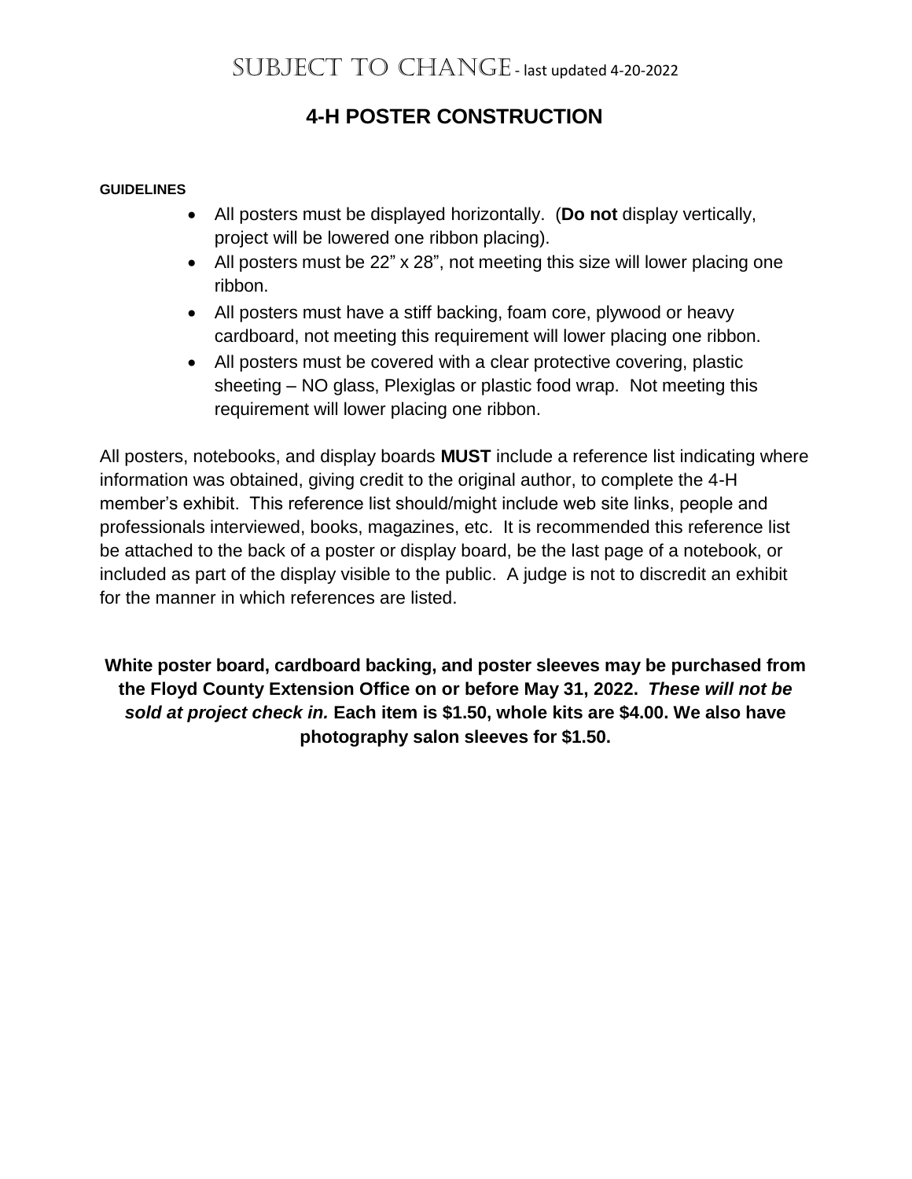SUBJECT TO CHANGE - last updated 4-20-2022

# 4-H POSTER CONSTRUCTION

**GUIDELINES**

- All posters must be displayed horizontally. (**Do not** display vertically, project will be lowered one ribbon placing).
- All posters must be 22" x 28", not meeting this size will lower placing one ribbon.
- All posters must have a stiff backing, foam core, plywood or heavy cardboard, not meeting this requirement will lower placing one ribbon.
- All posters must be covered with a clear protective covering, plastic sheeting – NO glass, Plexiglas or plastic food wrap. Not meeting this requirement will lower placing one ribbon.

All posters, notebooks, and display boards **MUST** include a reference list indicating where information was obtained, giving credit to the original author, to complete the 4-H member's exhibit. This reference list should/might include web site links, people and professionals interviewed, books, magazines, etc. It is recommended this reference list be attached to the back of a poster or display board, be the last page of a notebook, or included as part of the display visible to the public. A judge is not to discredit an exhibit for the manner in which references are listed.

**White poster board, cardboard backing, and poster sleeves may be purchased from the Floyd County Extension Office on or before May 31, 2022.** ***These will not be sold at project check in.*** **Each item is $1.50, whole kits are $4.00. We also have photography salon sleeves for $1.50.**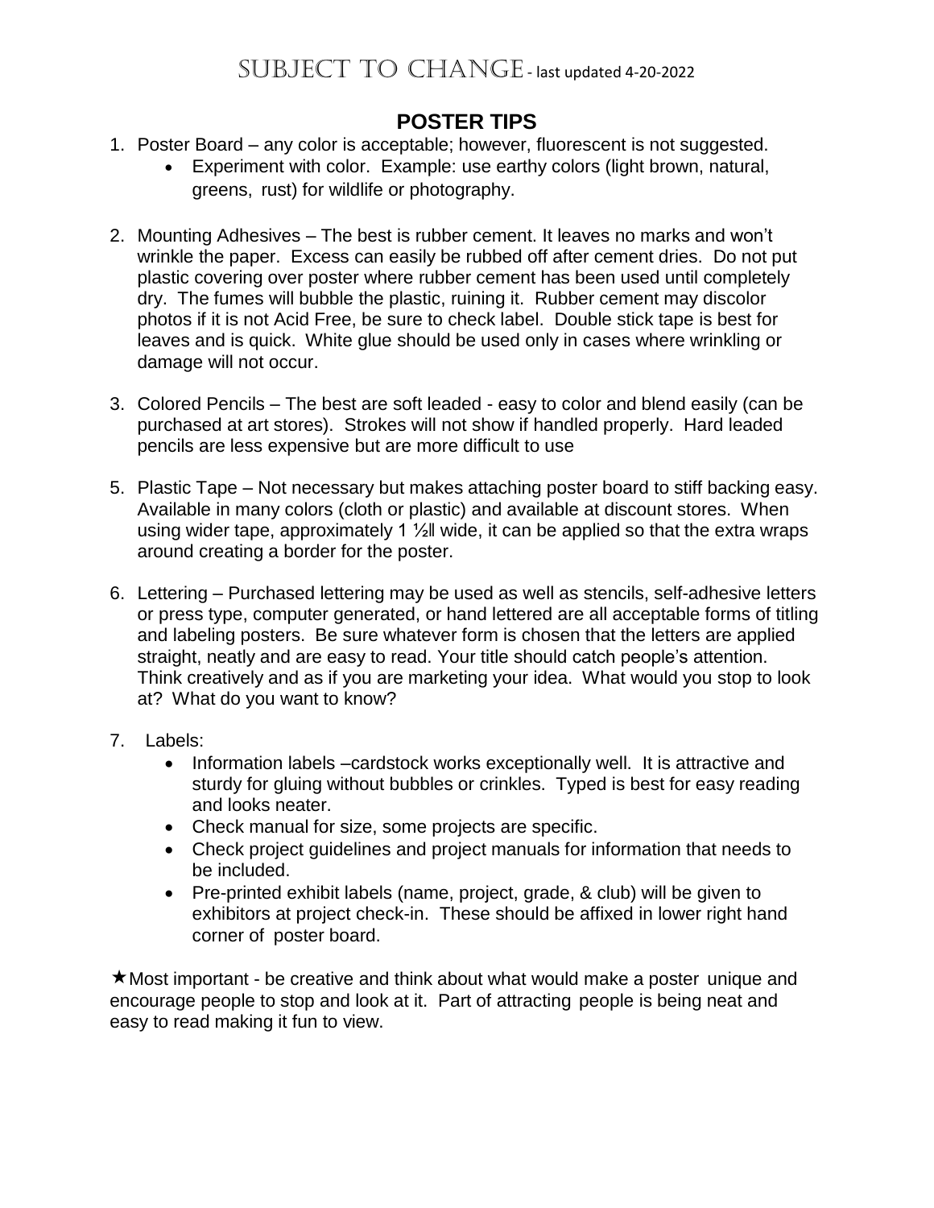SUBJECT TO CHANGE - last updated 4-20-2022

## POSTER TIPS

1. Poster Board – any color is acceptable; however, fluorescent is not suggested.
   - Experiment with color. Example: use earthy colors (light brown, natural, greens, rust) for wildlife or photography.

2. Mounting Adhesives – The best is rubber cement. It leaves no marks and won't wrinkle the paper. Excess can easily be rubbed off after cement dries. Do not put plastic covering over poster where rubber cement has been used until completely dry. The fumes will bubble the plastic, ruining it. Rubber cement may discolor photos if it is not Acid Free, be sure to check label. Double stick tape is best for leaves and is quick. White glue should be used only in cases where wrinkling or damage will not occur.

3. Colored Pencils – The best are soft leaded - easy to color and blend easily (can be purchased at art stores). Strokes will not show if handled properly. Hard leaded pencils are less expensive but are more difficult to use

5. Plastic Tape – Not necessary but makes attaching poster board to stiff backing easy. Available in many colors (cloth or plastic) and available at discount stores. When using wider tape, approximately 1 ½‖ wide, it can be applied so that the extra wraps around creating a border for the poster.

6. Lettering – Purchased lettering may be used as well as stencils, self-adhesive letters or press type, computer generated, or hand lettered are all acceptable forms of titling and labeling posters. Be sure whatever form is chosen that the letters are applied straight, neatly and are easy to read. Your title should catch people's attention. Think creatively and as if you are marketing your idea. What would you stop to look at? What do you want to know?

7. Labels:
   - Information labels –cardstock works exceptionally well. It is attractive and sturdy for gluing without bubbles or crinkles. Typed is best for easy reading and looks neater.
   - Check manual for size, some projects are specific.
   - Check project guidelines and project manuals for information that needs to be included.
   - Pre-printed exhibit labels (name, project, grade, & club) will be given to exhibitors at project check-in. These should be affixed in lower right hand corner of poster board.

★Most important - be creative and think about what would make a poster unique and encourage people to stop and look at it. Part of attracting people is being neat and easy to read making it fun to view.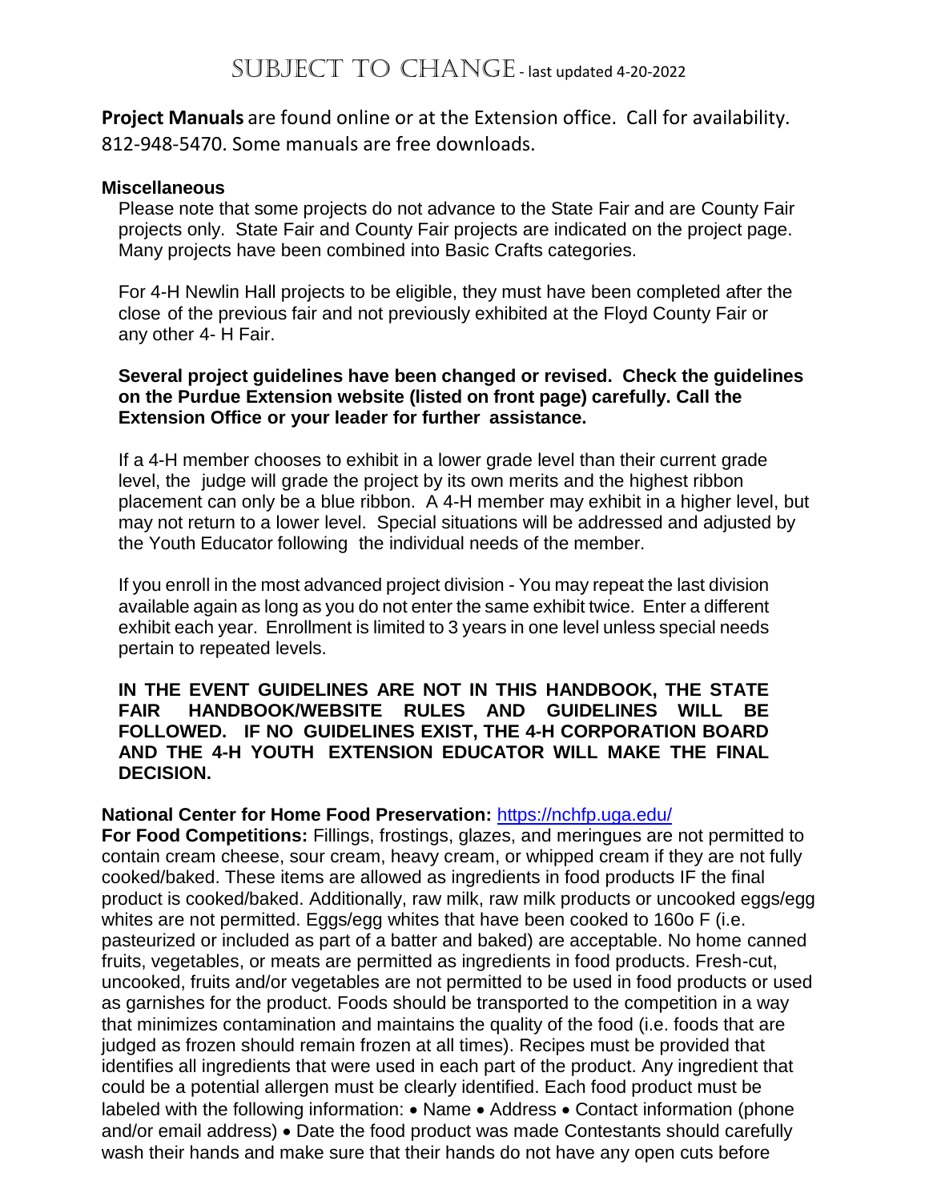# SUBJECT TO CHANGE - last updated 4-20-2022

**Project Manuals** are found online or at the Extension office. Call for availability. 812-948-5470. Some manuals are free downloads.

**Miscellaneous**

Please note that some projects do not advance to the State Fair and are County Fair projects only. State Fair and County Fair projects are indicated on the project page. Many projects have been combined into Basic Crafts categories.

For 4-H Newlin Hall projects to be eligible, they must have been completed after the close of the previous fair and not previously exhibited at the Floyd County Fair or any other 4- H Fair.

**Several project guidelines have been changed or revised. Check the guidelines on the Purdue Extension website (listed on front page) carefully. Call the Extension Office or your leader for further assistance.**

If a 4-H member chooses to exhibit in a lower grade level than their current grade level, the judge will grade the project by its own merits and the highest ribbon placement can only be a blue ribbon. A 4-H member may exhibit in a higher level, but may not return to a lower level. Special situations will be addressed and adjusted by the Youth Educator following the individual needs of the member.

If you enroll in the most advanced project division - You may repeat the last division available again as long as you do not enter the same exhibit twice. Enter a different exhibit each year. Enrollment is limited to 3 years in one level unless special needs pertain to repeated levels.

**IN THE EVENT GUIDELINES ARE NOT IN THIS HANDBOOK, THE STATE FAIR HANDBOOK/WEBSITE RULES AND GUIDELINES WILL BE FOLLOWED. IF NO GUIDELINES EXIST, THE 4-H CORPORATION BOARD AND THE 4-H YOUTH EXTENSION EDUCATOR WILL MAKE THE FINAL DECISION.**

**National Center for Home Food Preservation:** https://nchfp.uga.edu/

**For Food Competitions:** Fillings, frostings, glazes, and meringues are not permitted to contain cream cheese, sour cream, heavy cream, or whipped cream if they are not fully cooked/baked. These items are allowed as ingredients in food products IF the final product is cooked/baked. Additionally, raw milk, raw milk products or uncooked eggs/egg whites are not permitted. Eggs/egg whites that have been cooked to 160o F (i.e. pasteurized or included as part of a batter and baked) are acceptable. No home canned fruits, vegetables, or meats are permitted as ingredients in food products. Fresh-cut, uncooked, fruits and/or vegetables are not permitted to be used in food products or used as garnishes for the product. Foods should be transported to the competition in a way that minimizes contamination and maintains the quality of the food (i.e. foods that are judged as frozen should remain frozen at all times). Recipes must be provided that identifies all ingredients that were used in each part of the product. Any ingredient that could be a potential allergen must be clearly identified. Each food product must be labeled with the following information: • Name • Address • Contact information (phone and/or email address) • Date the food product was made Contestants should carefully wash their hands and make sure that their hands do not have any open cuts before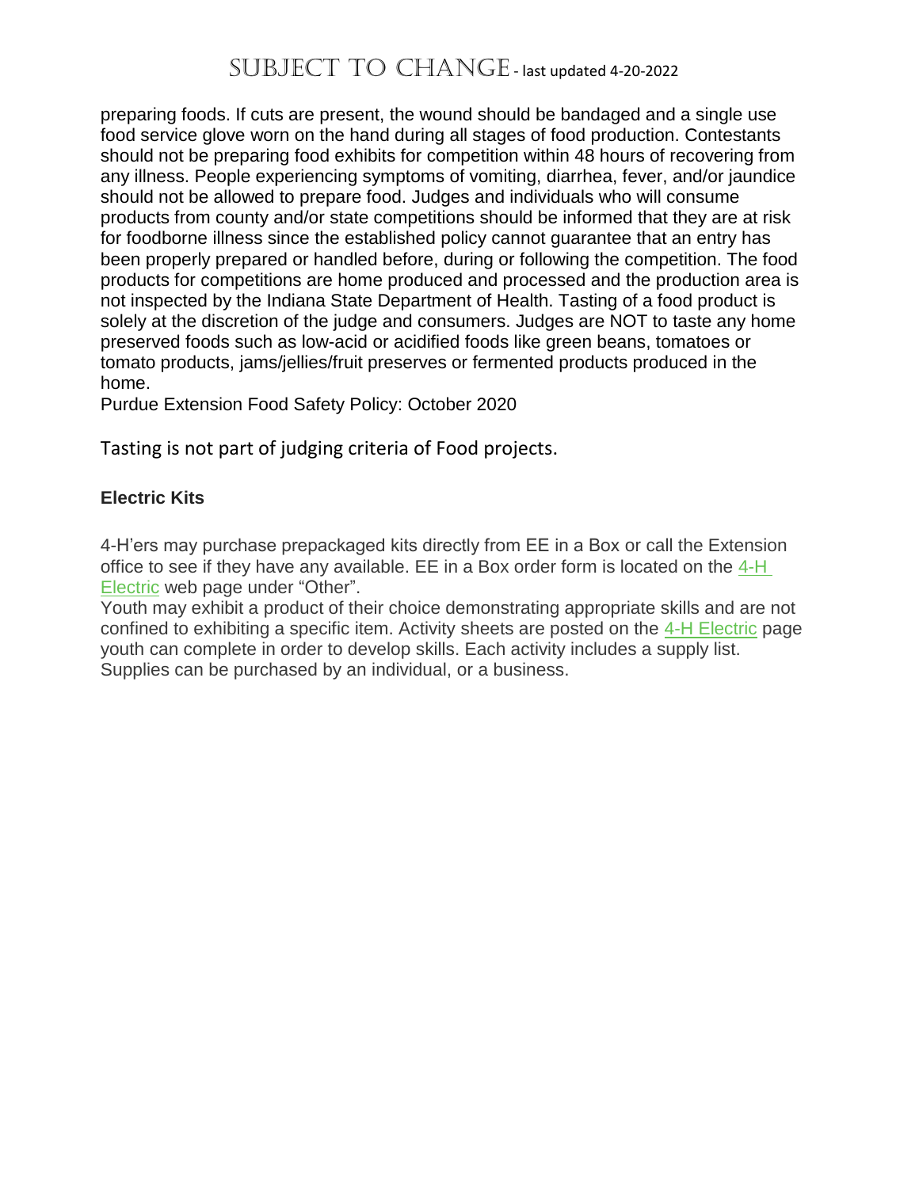preparing foods. If cuts are present, the wound should be bandaged and a single use food service glove worn on the hand during all stages of food production. Contestants should not be preparing food exhibits for competition within 48 hours of recovering from any illness. People experiencing symptoms of vomiting, diarrhea, fever, and/or jaundice should not be allowed to prepare food. Judges and individuals who will consume products from county and/or state competitions should be informed that they are at risk for foodborne illness since the established policy cannot guarantee that an entry has been properly prepared or handled before, during or following the competition. The food products for competitions are home produced and processed and the production area is not inspected by the Indiana State Department of Health. Tasting of a food product is solely at the discretion of the judge and consumers. Judges are NOT to taste any home preserved foods such as low-acid or acidified foods like green beans, tomatoes or tomato products, jams/jellies/fruit preserves or fermented products produced in the home.
Purdue Extension Food Safety Policy: October 2020

Tasting is not part of judging criteria of Food projects.

**Electric Kits**

4-H'ers may purchase prepackaged kits directly from EE in a Box or call the Extension office to see if they have any available. EE in a Box order form is located on the 4-H Electric web page under "Other".
Youth may exhibit a product of their choice demonstrating appropriate skills and are not confined to exhibiting a specific item. Activity sheets are posted on the 4-H Electric page youth can complete in order to develop skills. Each activity includes a supply list. Supplies can be purchased by an individual, or a business.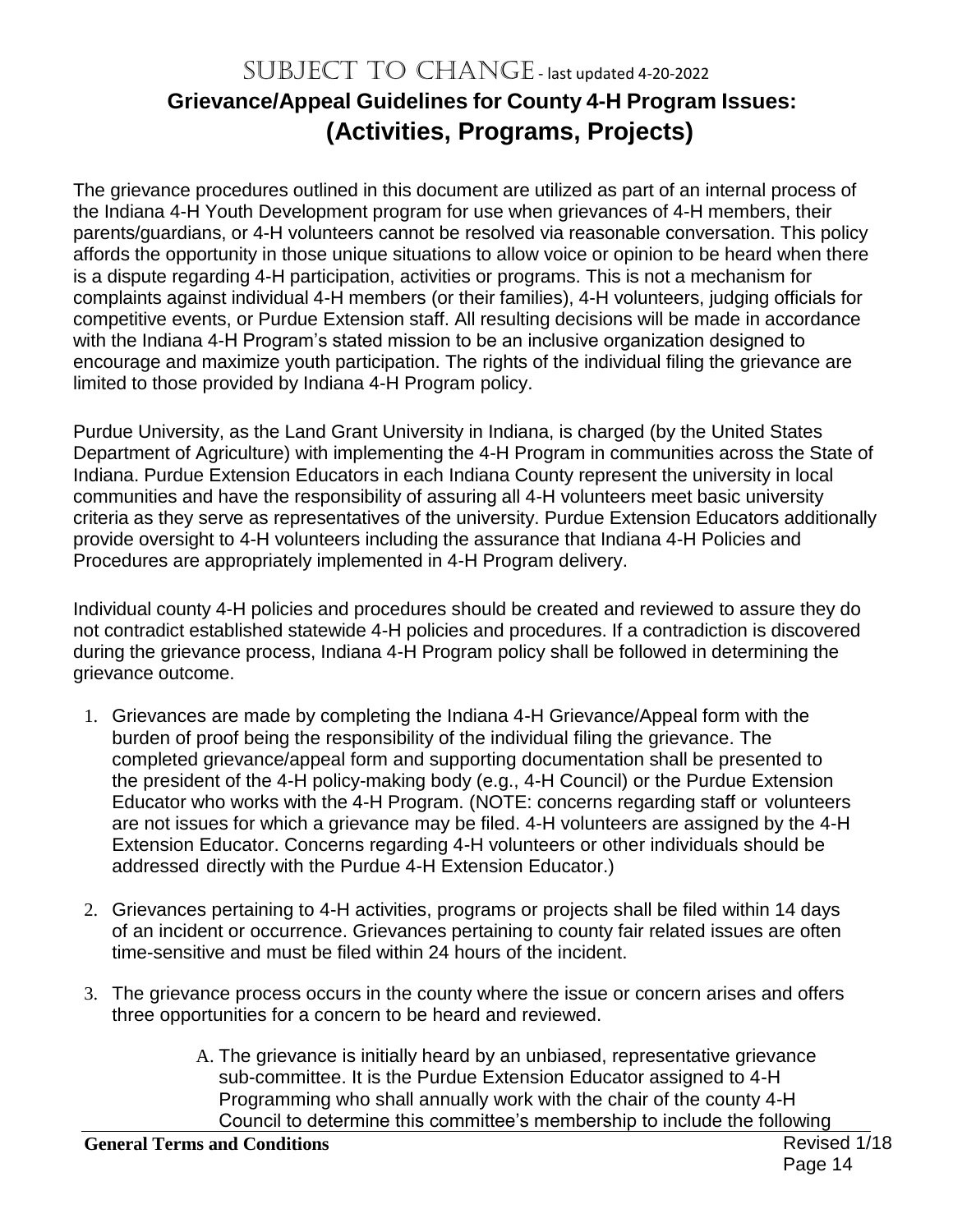SUBJECT TO CHANGE - last updated 4-20-2022

# Grievance/Appeal Guidelines for County 4-H Program Issues: (Activities, Programs, Projects)

The grievance procedures outlined in this document are utilized as part of an internal process of the Indiana 4-H Youth Development program for use when grievances of 4-H members, their parents/guardians, or 4-H volunteers cannot be resolved via reasonable conversation. This policy affords the opportunity in those unique situations to allow voice or opinion to be heard when there is a dispute regarding 4-H participation, activities or programs. This is not a mechanism for complaints against individual 4-H members (or their families), 4-H volunteers, judging officials for competitive events, or Purdue Extension staff. All resulting decisions will be made in accordance with the Indiana 4-H Program's stated mission to be an inclusive organization designed to encourage and maximize youth participation. The rights of the individual filing the grievance are limited to those provided by Indiana 4-H Program policy.

Purdue University, as the Land Grant University in Indiana, is charged (by the United States Department of Agriculture) with implementing the 4-H Program in communities across the State of Indiana. Purdue Extension Educators in each Indiana County represent the university in local communities and have the responsibility of assuring all 4-H volunteers meet basic university criteria as they serve as representatives of the university. Purdue Extension Educators additionally provide oversight to 4-H volunteers including the assurance that Indiana 4-H Policies and Procedures are appropriately implemented in 4-H Program delivery.

Individual county 4-H policies and procedures should be created and reviewed to assure they do not contradict established statewide 4-H policies and procedures. If a contradiction is discovered during the grievance process, Indiana 4-H Program policy shall be followed in determining the grievance outcome.

1. Grievances are made by completing the Indiana 4-H Grievance/Appeal form with the burden of proof being the responsibility of the individual filing the grievance. The completed grievance/appeal form and supporting documentation shall be presented to the president of the 4-H policy-making body (e.g., 4-H Council) or the Purdue Extension Educator who works with the 4-H Program. (NOTE: concerns regarding staff or volunteers are not issues for which a grievance may be filed. 4-H volunteers are assigned by the 4-H Extension Educator. Concerns regarding 4-H volunteers or other individuals should be addressed directly with the Purdue 4-H Extension Educator.)

2. Grievances pertaining to 4-H activities, programs or projects shall be filed within 14 days of an incident or occurrence. Grievances pertaining to county fair related issues are often time-sensitive and must be filed within 24 hours of the incident.

3. The grievance process occurs in the county where the issue or concern arises and offers three opportunities for a concern to be heard and reviewed.

   A. The grievance is initially heard by an unbiased, representative grievance sub-committee. It is the Purdue Extension Educator assigned to 4-H Programming who shall annually work with the chair of the county 4-H Council to determine this committee's membership to include the following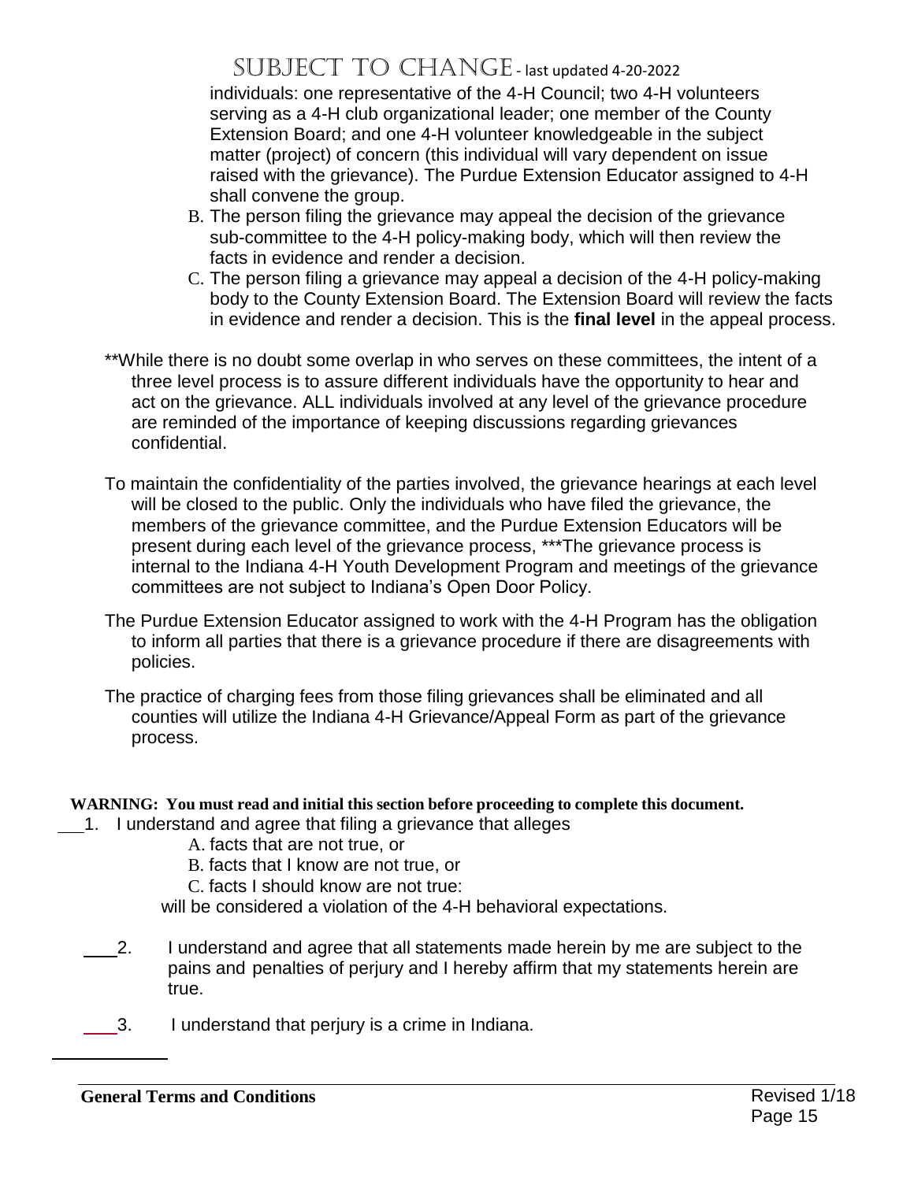individuals: one representative of the 4-H Council; two 4-H volunteers serving as a 4-H club organizational leader; one member of the County Extension Board; and one 4-H volunteer knowledgeable in the subject matter (project) of concern (this individual will vary dependent on issue raised with the grievance). The Purdue Extension Educator assigned to 4-H shall convene the group.

B. The person filing the grievance may appeal the decision of the grievance sub-committee to the 4-H policy-making body, which will then review the facts in evidence and render a decision.

C. The person filing a grievance may appeal a decision of the 4-H policy-making body to the County Extension Board. The Extension Board will review the facts in evidence and render a decision. This is the **final level** in the appeal process.

**While there is no doubt some overlap in who serves on these committees, the intent of a three level process is to assure different individuals have the opportunity to hear and act on the grievance. ALL individuals involved at any level of the grievance procedure are reminded of the importance of keeping discussions regarding grievances confidential.

To maintain the confidentiality of the parties involved, the grievance hearings at each level will be closed to the public. Only the individuals who have filed the grievance, the members of the grievance committee, and the Purdue Extension Educators will be present during each level of the grievance process, ***The grievance process is internal to the Indiana 4-H Youth Development Program and meetings of the grievance committees are not subject to Indiana's Open Door Policy.

The Purdue Extension Educator assigned to work with the 4-H Program has the obligation to inform all parties that there is a grievance procedure if there are disagreements with policies.

The practice of charging fees from those filing grievances shall be eliminated and all counties will utilize the Indiana 4-H Grievance/Appeal Form as part of the grievance process.

**WARNING: You must read and initial this section before proceeding to complete this document.**

___1. I understand and agree that filing a grievance that alleges

A. facts that are not true, or

B. facts that I know are not true, or

C. facts I should know are not true:

will be considered a violation of the 4-H behavioral expectations.

___2. I understand and agree that all statements made herein by me are subject to the pains and penalties of perjury and I hereby affirm that my statements herein are true.

___3. I understand that perjury is a crime in Indiana.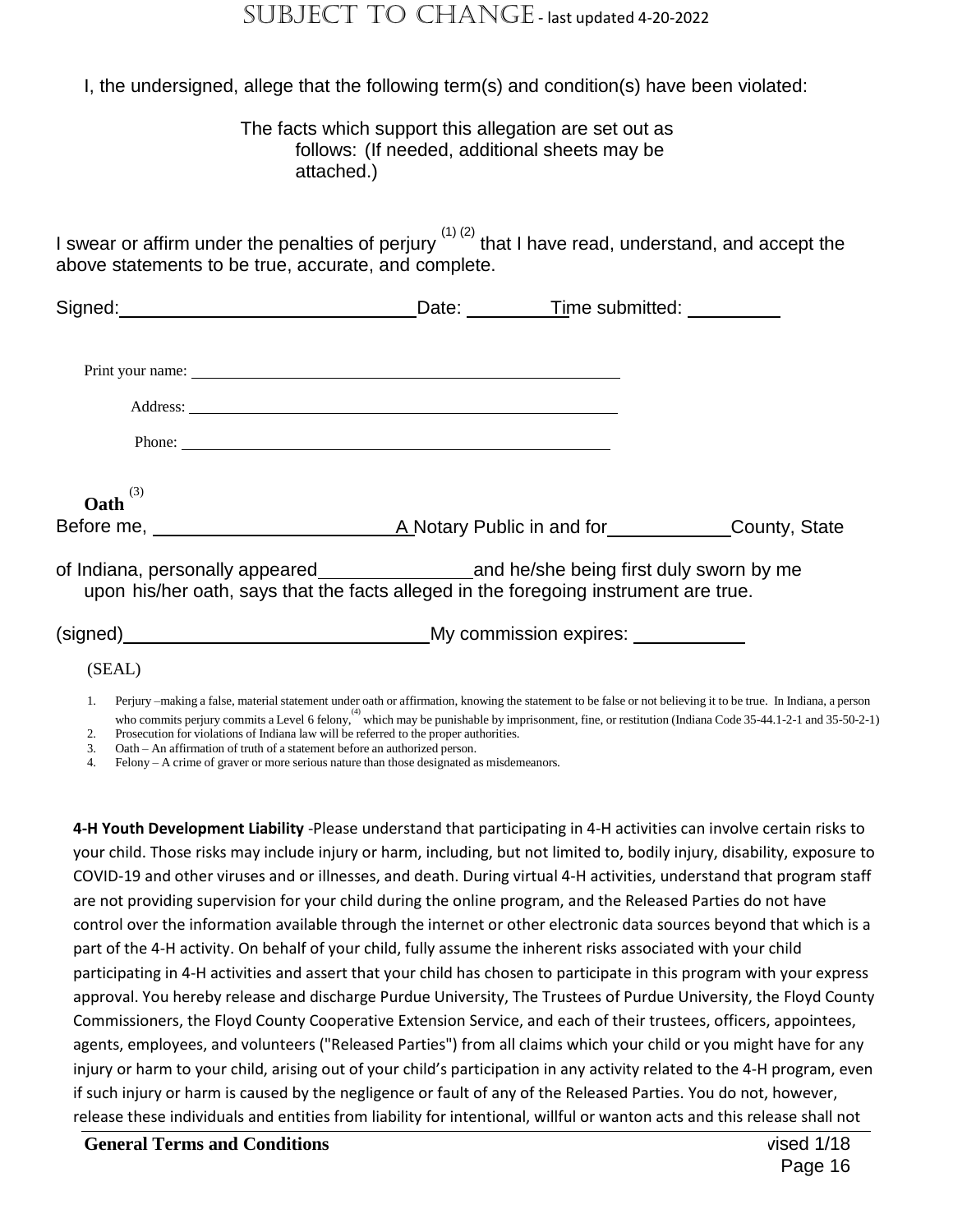I, the undersigned, allege that the following term(s) and condition(s) have been violated:

The facts which support this allegation are set out as follows: (If needed, additional sheets may be attached.)

I swear or affirm under the penalties of perjury [(1) (2)] that I have read, understand, and accept the above statements to be true, accurate, and complete.

Signed: ______________________________ Date: __________ Time submitted: __________

Print your name: ______________________________________________

Address: ______________________________________________

Phone: ______________________________________________

**Oath** [(3)]

Before me, ________________________ A Notary Public in and for ____________ County, State of Indiana, personally appeared ________________ and he/she being first duly sworn by me upon his/her oath, says that the facts alleged in the foregoing instrument are true.

(signed) ______________________________ My commission expires: ___________

(SEAL)

1. Perjury –making a false, material statement under oath or affirmation, knowing the statement to be false or not believing it to be true. In Indiana, a person who commits perjury commits a Level 6 felony,[(4)] which may be punishable by imprisonment, fine, or restitution (Indiana Code 35-44.1-2-1 and 35-50-2-1)
2. Prosecution for violations of Indiana law will be referred to the proper authorities.
3. Oath – An affirmation of truth of a statement before an authorized person.
4. Felony – A crime of graver or more serious nature than those designated as misdemeanors.

**4-H Youth Development Liability** -Please understand that participating in 4-H activities can involve certain risks to your child. Those risks may include injury or harm, including, but not limited to, bodily injury, disability, exposure to COVID-19 and other viruses and or illnesses, and death. During virtual 4-H activities, understand that program staff are not providing supervision for your child during the online program, and the Released Parties do not have control over the information available through the internet or other electronic data sources beyond that which is a part of the 4-H activity. On behalf of your child, fully assume the inherent risks associated with your child participating in 4-H activities and assert that your child has chosen to participate in this program with your express approval. You hereby release and discharge Purdue University, The Trustees of Purdue University, the Floyd County Commissioners, the Floyd County Cooperative Extension Service, and each of their trustees, officers, appointees, agents, employees, and volunteers ("Released Parties") from all claims which your child or you might have for any injury or harm to your child, arising out of your child's participation in any activity related to the 4-H program, even if such injury or harm is caused by the negligence or fault of any of the Released Parties. You do not, however, release these individuals and entities from liability for intentional, willful or wanton acts and this release shall not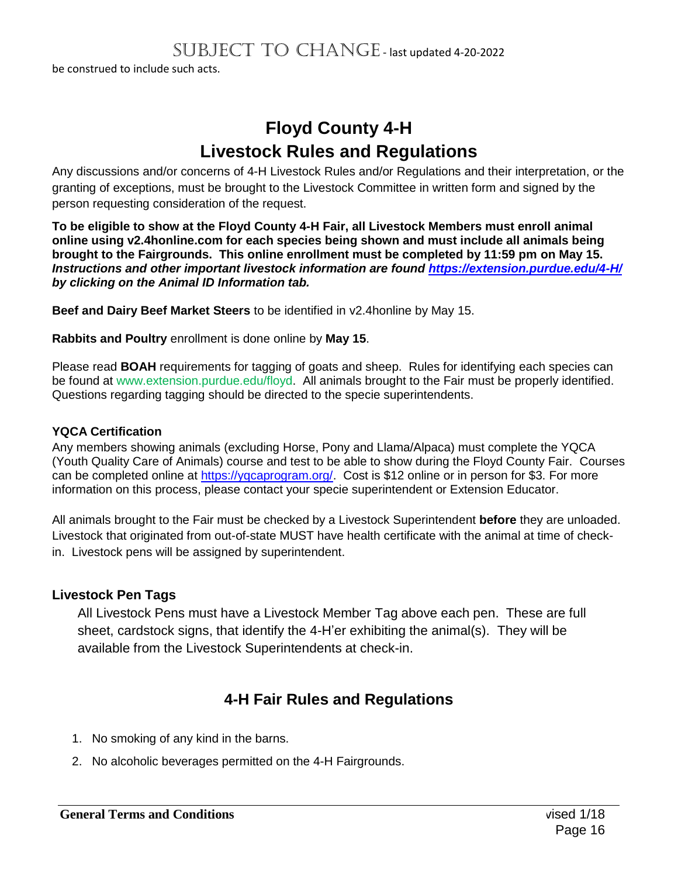be construed to include such acts.

# Floyd County 4-H
# Livestock Rules and Regulations

Any discussions and/or concerns of 4-H Livestock Rules and/or Regulations and their interpretation, or the granting of exceptions, must be brought to the Livestock Committee in written form and signed by the person requesting consideration of the request.

**To be eligible to show at the Floyd County 4-H Fair, all Livestock Members must enroll animal online using v2.4honline.com for each species being shown and must include all animals being brought to the Fairgrounds. This online enrollment must be completed by 11:59 pm on May 15.** ***Instructions and other important livestock information are found https://extension.purdue.edu/4-H/ by clicking on the Animal ID Information tab.***

**Beef and Dairy Beef Market Steers** to be identified in v2.4honline by May 15.

**Rabbits and Poultry** enrollment is done online by **May 15**.

Please read **BOAH** requirements for tagging of goats and sheep. Rules for identifying each species can be found at www.extension.purdue.edu/floyd. All animals brought to the Fair must be properly identified. Questions regarding tagging should be directed to the specie superintendents.

### YQCA Certification

Any members showing animals (excluding Horse, Pony and Llama/Alpaca) must complete the YQCA (Youth Quality Care of Animals) course and test to be able to show during the Floyd County Fair. Courses can be completed online at https://yqcaprogram.org/. Cost is $12 online or in person for $3. For more information on this process, please contact your specie superintendent or Extension Educator.

All animals brought to the Fair must be checked by a Livestock Superintendent **before** they are unloaded. Livestock that originated from out-of-state MUST have health certificate with the animal at time of check-in. Livestock pens will be assigned by superintendent.

### Livestock Pen Tags

All Livestock Pens must have a Livestock Member Tag above each pen. These are full sheet, cardstock signs, that identify the 4-H'er exhibiting the animal(s). They will be available from the Livestock Superintendents at check-in.

## 4-H Fair Rules and Regulations

1. No smoking of any kind in the barns.
2. No alcoholic beverages permitted on the 4-H Fairgrounds.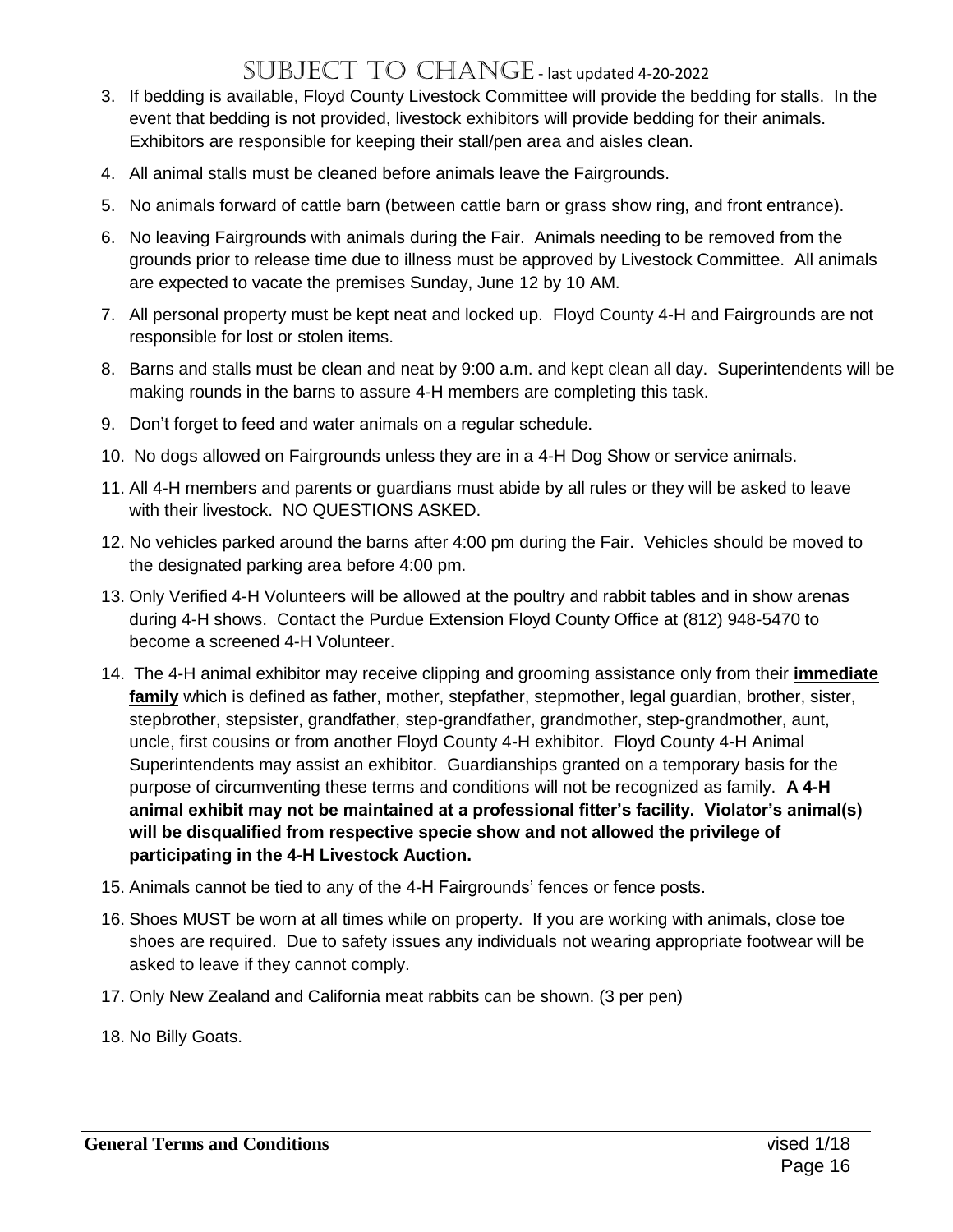# SUBJECT TO CHANGE - last updated 4-20-2022

3. If bedding is available, Floyd County Livestock Committee will provide the bedding for stalls. In the event that bedding is not provided, livestock exhibitors will provide bedding for their animals. Exhibitors are responsible for keeping their stall/pen area and aisles clean.
4. All animal stalls must be cleaned before animals leave the Fairgrounds.
5. No animals forward of cattle barn (between cattle barn or grass show ring, and front entrance).
6. No leaving Fairgrounds with animals during the Fair. Animals needing to be removed from the grounds prior to release time due to illness must be approved by Livestock Committee. All animals are expected to vacate the premises Sunday, June 12 by 10 AM.
7. All personal property must be kept neat and locked up. Floyd County 4-H and Fairgrounds are not responsible for lost or stolen items.
8. Barns and stalls must be clean and neat by 9:00 a.m. and kept clean all day. Superintendents will be making rounds in the barns to assure 4-H members are completing this task.
9. Don't forget to feed and water animals on a regular schedule.
10. No dogs allowed on Fairgrounds unless they are in a 4-H Dog Show or service animals.
11. All 4-H members and parents or guardians must abide by all rules or they will be asked to leave with their livestock. NO QUESTIONS ASKED.
12. No vehicles parked around the barns after 4:00 pm during the Fair. Vehicles should be moved to the designated parking area before 4:00 pm.
13. Only Verified 4-H Volunteers will be allowed at the poultry and rabbit tables and in show arenas during 4-H shows. Contact the Purdue Extension Floyd County Office at (812) 948-5470 to become a screened 4-H Volunteer.
14. The 4-H animal exhibitor may receive clipping and grooming assistance only from their **immediate family** which is defined as father, mother, stepfather, stepmother, legal guardian, brother, sister, stepbrother, stepsister, grandfather, step-grandfather, grandmother, step-grandmother, aunt, uncle, first cousins or from another Floyd County 4-H exhibitor. Floyd County 4-H Animal Superintendents may assist an exhibitor. Guardianships granted on a temporary basis for the purpose of circumventing these terms and conditions will not be recognized as family. **A 4-H animal exhibit may not be maintained at a professional fitter's facility. Violator's animal(s) will be disqualified from respective specie show and not allowed the privilege of participating in the 4-H Livestock Auction.**
15. Animals cannot be tied to any of the 4-H Fairgrounds' fences or fence posts.
16. Shoes MUST be worn at all times while on property. If you are working with animals, close toe shoes are required. Due to safety issues any individuals not wearing appropriate footwear will be asked to leave if they cannot comply.
17. Only New Zealand and California meat rabbits can be shown. (3 per pen)
18. No Billy Goats.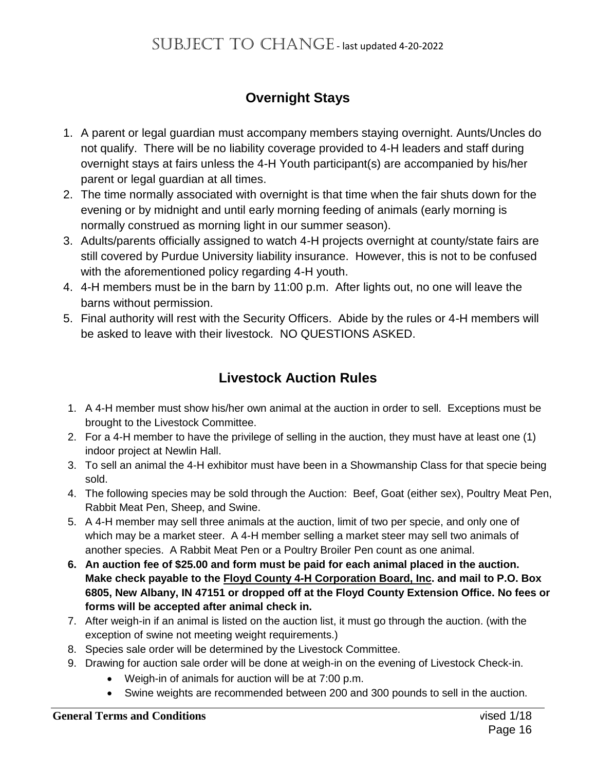## Overnight Stays

1. A parent or legal guardian must accompany members staying overnight. Aunts/Uncles do not qualify. There will be no liability coverage provided to 4-H leaders and staff during overnight stays at fairs unless the 4-H Youth participant(s) are accompanied by his/her parent or legal guardian at all times.
2. The time normally associated with overnight is that time when the fair shuts down for the evening or by midnight and until early morning feeding of animals (early morning is normally construed as morning light in our summer season).
3. Adults/parents officially assigned to watch 4-H projects overnight at county/state fairs are still covered by Purdue University liability insurance. However, this is not to be confused with the aforementioned policy regarding 4-H youth.
4. 4-H members must be in the barn by 11:00 p.m. After lights out, no one will leave the barns without permission.
5. Final authority will rest with the Security Officers. Abide by the rules or 4-H members will be asked to leave with their livestock. NO QUESTIONS ASKED.

## Livestock Auction Rules

1. A 4-H member must show his/her own animal at the auction in order to sell. Exceptions must be brought to the Livestock Committee.
2. For a 4-H member to have the privilege of selling in the auction, they must have at least one (1) indoor project at Newlin Hall.
3. To sell an animal the 4-H exhibitor must have been in a Showmanship Class for that specie being sold.
4. The following species may be sold through the Auction: Beef, Goat (either sex), Poultry Meat Pen, Rabbit Meat Pen, Sheep, and Swine.
5. A 4-H member may sell three animals at the auction, limit of two per specie, and only one of which may be a market steer. A 4-H member selling a market steer may sell two animals of another species. A Rabbit Meat Pen or a Poultry Broiler Pen count as one animal.
6. **An auction fee of $25.00 and form must be paid for each animal placed in the auction. Make check payable to the Floyd County 4-H Corporation Board, Inc. and mail to P.O. Box 6805, New Albany, IN 47151 or dropped off at the Floyd County Extension Office. No fees or forms will be accepted after animal check in.**
7. After weigh-in if an animal is listed on the auction list, it must go through the auction. (with the exception of swine not meeting weight requirements.)
8. Species sale order will be determined by the Livestock Committee.
9. Drawing for auction sale order will be done at weigh-in on the evening of Livestock Check-in.
   - Weigh-in of animals for auction will be at 7:00 p.m.
   - Swine weights are recommended between 200 and 300 pounds to sell in the auction.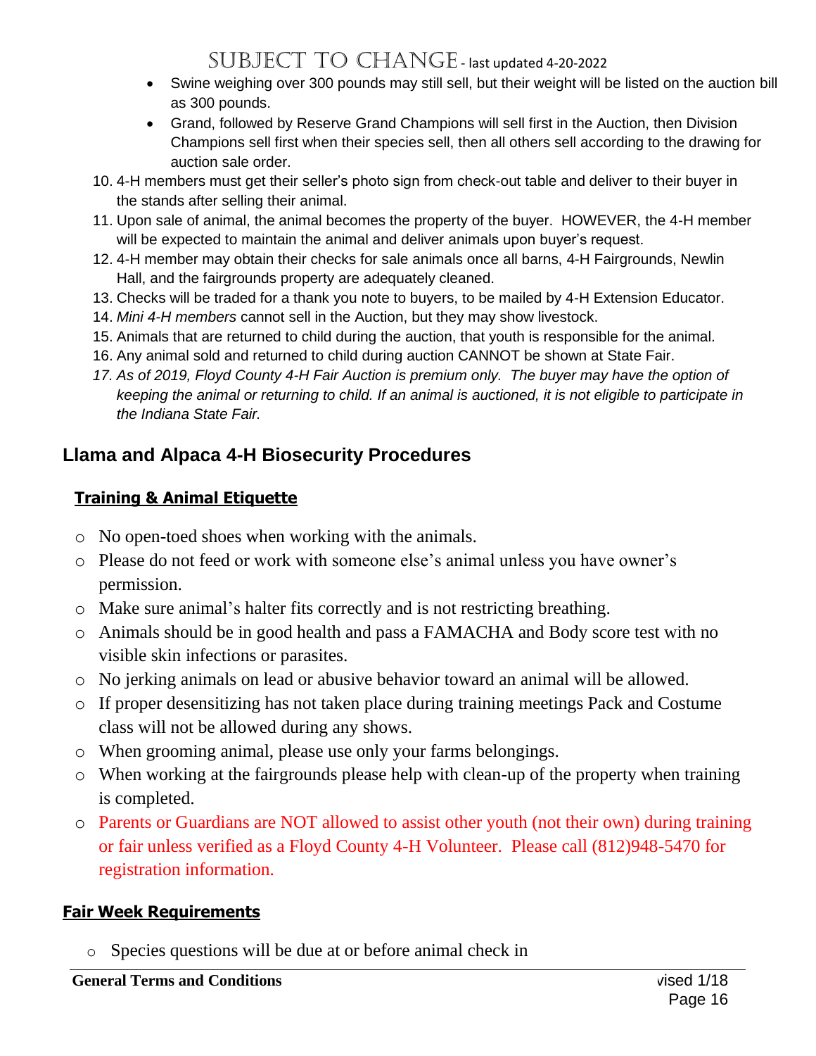- Swine weighing over 300 pounds may still sell, but their weight will be listed on the auction bill as 300 pounds.
- Grand, followed by Reserve Grand Champions will sell first in the Auction, then Division Champions sell first when their species sell, then all others sell according to the drawing for auction sale order.

10. 4-H members must get their seller's photo sign from check-out table and deliver to their buyer in the stands after selling their animal.
11. Upon sale of animal, the animal becomes the property of the buyer. HOWEVER, the 4-H member will be expected to maintain the animal and deliver animals upon buyer's request.
12. 4-H member may obtain their checks for sale animals once all barns, 4-H Fairgrounds, Newlin Hall, and the fairgrounds property are adequately cleaned.
13. Checks will be traded for a thank you note to buyers, to be mailed by 4-H Extension Educator.
14. *Mini 4-H members* cannot sell in the Auction, but they may show livestock.
15. Animals that are returned to child during the auction, that youth is responsible for the animal.
16. Any animal sold and returned to child during auction CANNOT be shown at State Fair.
17. *As of 2019, Floyd County 4-H Fair Auction is premium only. The buyer may have the option of keeping the animal or returning to child. If an animal is auctioned, it is not eligible to participate in the Indiana State Fair.*

## Llama and Alpaca 4-H Biosecurity Procedures

### Training & Animal Etiquette

- No open-toed shoes when working with the animals.
- Please do not feed or work with someone else's animal unless you have owner's permission.
- Make sure animal's halter fits correctly and is not restricting breathing.
- Animals should be in good health and pass a FAMACHA and Body score test with no visible skin infections or parasites.
- No jerking animals on lead or abusive behavior toward an animal will be allowed.
- If proper desensitizing has not taken place during training meetings Pack and Costume class will not be allowed during any shows.
- When grooming animal, please use only your farms belongings.
- When working at the fairgrounds please help with clean-up of the property when training is completed.
- Parents or Guardians are NOT allowed to assist other youth (not their own) during training or fair unless verified as a Floyd County 4-H Volunteer. Please call (812)948-5470 for registration information.

### Fair Week Requirements

- Species questions will be due at or before animal check in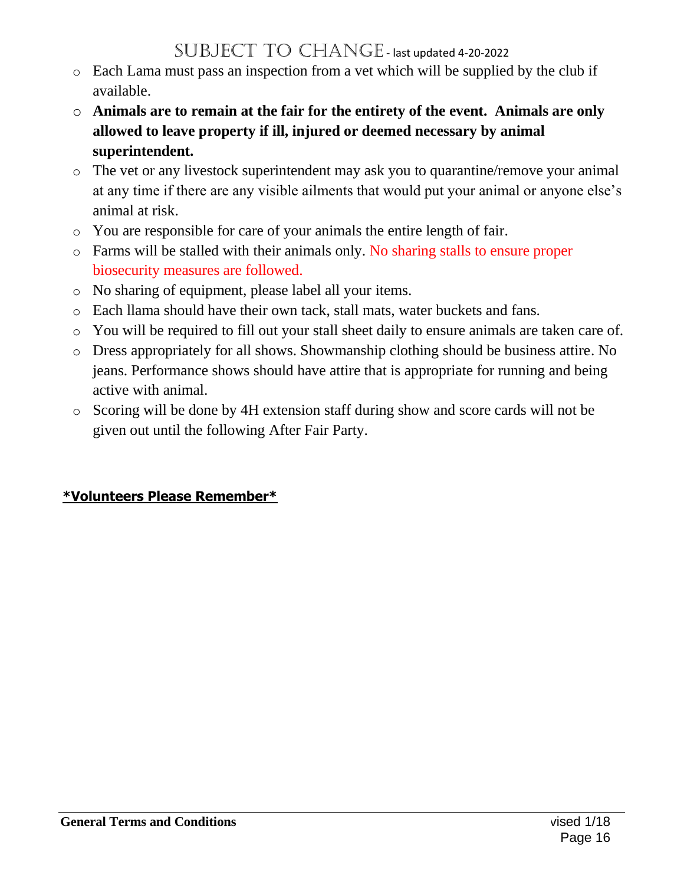- Each Lama must pass an inspection from a vet which will be supplied by the club if available.
- **Animals are to remain at the fair for the entirety of the event. Animals are only allowed to leave property if ill, injured or deemed necessary by animal superintendent.**
- The vet or any livestock superintendent may ask you to quarantine/remove your animal at any time if there are any visible ailments that would put your animal or anyone else's animal at risk.
- You are responsible for care of your animals the entire length of fair.
- Farms will be stalled with their animals only. No sharing stalls to ensure proper biosecurity measures are followed.
- No sharing of equipment, please label all your items.
- Each llama should have their own tack, stall mats, water buckets and fans.
- You will be required to fill out your stall sheet daily to ensure animals are taken care of.
- Dress appropriately for all shows. Showmanship clothing should be business attire. No jeans. Performance shows should have attire that is appropriate for running and being active with animal.
- Scoring will be done by 4H extension staff during show and score cards will not be given out until the following After Fair Party.

**\*Volunteers Please Remember\***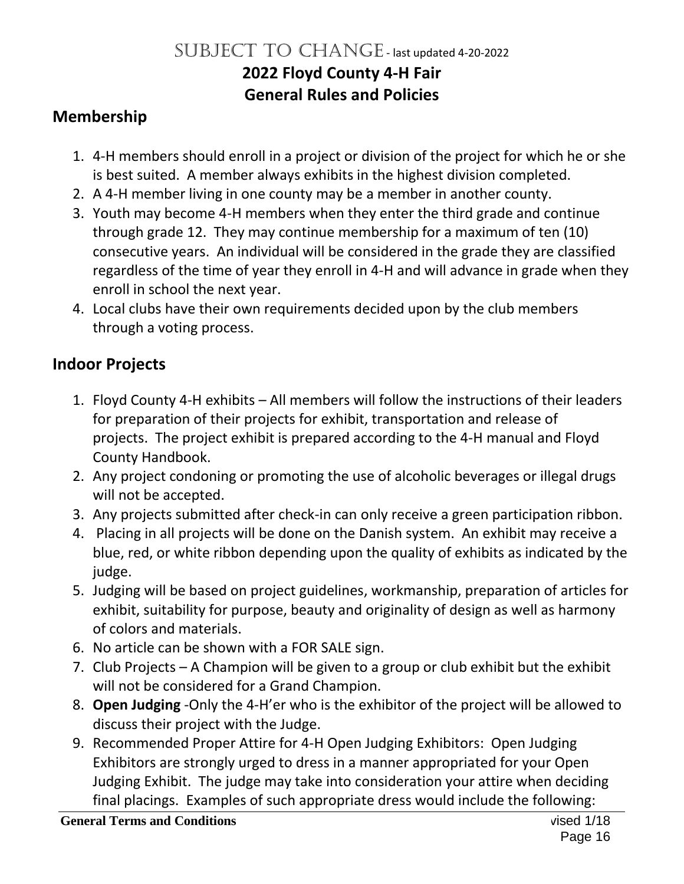SUBJECT TO CHANGE - last updated 4-20-2022

# 2022 Floyd County 4-H Fair
# General Rules and Policies

## Membership

1. 4-H members should enroll in a project or division of the project for which he or she is best suited. A member always exhibits in the highest division completed.
2. A 4-H member living in one county may be a member in another county.
3. Youth may become 4-H members when they enter the third grade and continue through grade 12. They may continue membership for a maximum of ten (10) consecutive years. An individual will be considered in the grade they are classified regardless of the time of year they enroll in 4-H and will advance in grade when they enroll in school the next year.
4. Local clubs have their own requirements decided upon by the club members through a voting process.

## Indoor Projects

1. Floyd County 4-H exhibits – All members will follow the instructions of their leaders for preparation of their projects for exhibit, transportation and release of projects. The project exhibit is prepared according to the 4-H manual and Floyd County Handbook.
2. Any project condoning or promoting the use of alcoholic beverages or illegal drugs will not be accepted.
3. Any projects submitted after check-in can only receive a green participation ribbon.
4. Placing in all projects will be done on the Danish system. An exhibit may receive a blue, red, or white ribbon depending upon the quality of exhibits as indicated by the judge.
5. Judging will be based on project guidelines, workmanship, preparation of articles for exhibit, suitability for purpose, beauty and originality of design as well as harmony of colors and materials.
6. No article can be shown with a FOR SALE sign.
7. Club Projects – A Champion will be given to a group or club exhibit but the exhibit will not be considered for a Grand Champion.
8. **Open Judging** -Only the 4-H'er who is the exhibitor of the project will be allowed to discuss their project with the Judge.
9. Recommended Proper Attire for 4-H Open Judging Exhibitors: Open Judging Exhibitors are strongly urged to dress in a manner appropriated for your Open Judging Exhibit. The judge may take into consideration your attire when deciding final placings. Examples of such appropriate dress would include the following: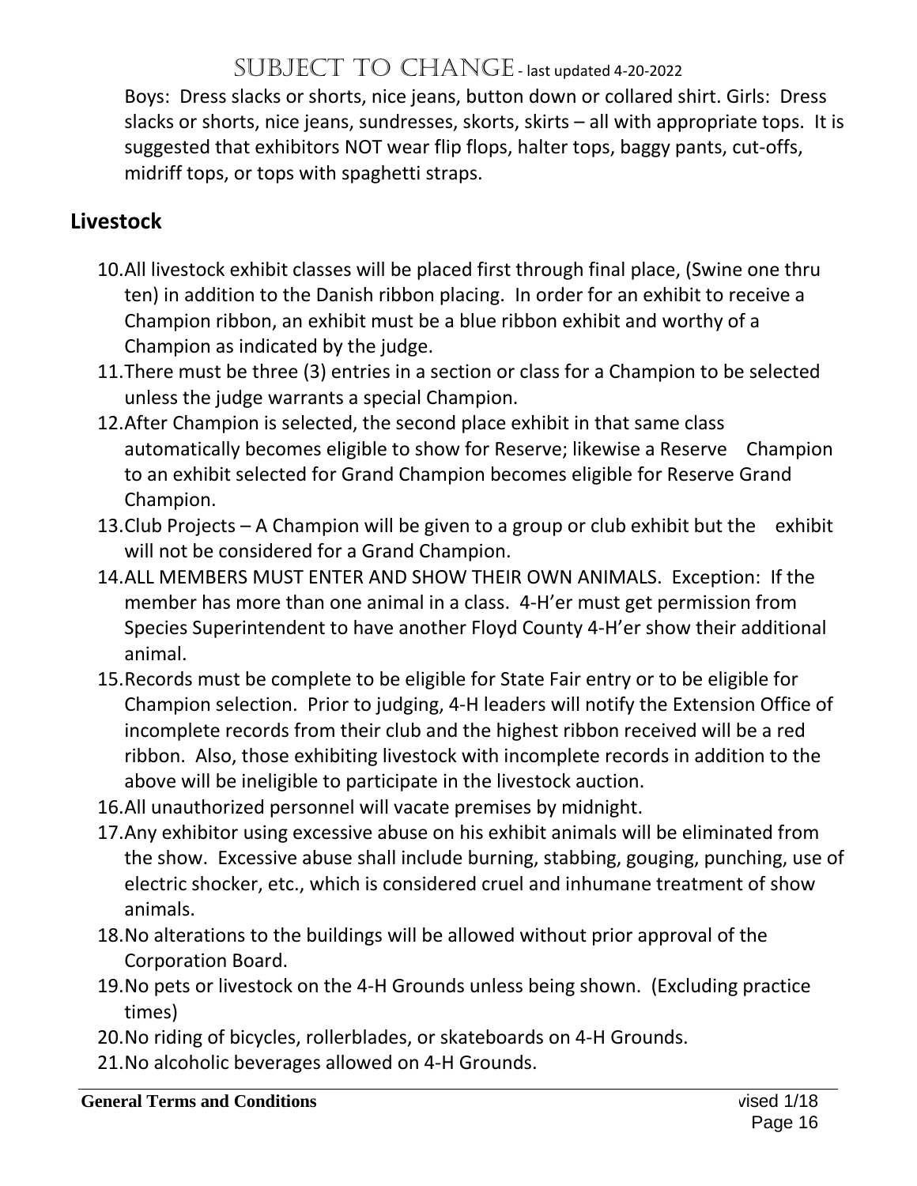Boys: Dress slacks or shorts, nice jeans, button down or collared shirt. Girls: Dress slacks or shorts, nice jeans, sundresses, skorts, skirts – all with appropriate tops. It is suggested that exhibitors NOT wear flip flops, halter tops, baggy pants, cut-offs, midriff tops, or tops with spaghetti straps.

## Livestock

10. All livestock exhibit classes will be placed first through final place, (Swine one thru ten) in addition to the Danish ribbon placing. In order for an exhibit to receive a Champion ribbon, an exhibit must be a blue ribbon exhibit and worthy of a Champion as indicated by the judge.
11. There must be three (3) entries in a section or class for a Champion to be selected unless the judge warrants a special Champion.
12. After Champion is selected, the second place exhibit in that same class automatically becomes eligible to show for Reserve; likewise a Reserve Champion to an exhibit selected for Grand Champion becomes eligible for Reserve Grand Champion.
13. Club Projects – A Champion will be given to a group or club exhibit but the exhibit will not be considered for a Grand Champion.
14. ALL MEMBERS MUST ENTER AND SHOW THEIR OWN ANIMALS. Exception: If the member has more than one animal in a class. 4-H'er must get permission from Species Superintendent to have another Floyd County 4-H'er show their additional animal.
15. Records must be complete to be eligible for State Fair entry or to be eligible for Champion selection. Prior to judging, 4-H leaders will notify the Extension Office of incomplete records from their club and the highest ribbon received will be a red ribbon. Also, those exhibiting livestock with incomplete records in addition to the above will be ineligible to participate in the livestock auction.
16. All unauthorized personnel will vacate premises by midnight.
17. Any exhibitor using excessive abuse on his exhibit animals will be eliminated from the show. Excessive abuse shall include burning, stabbing, gouging, punching, use of electric shocker, etc., which is considered cruel and inhumane treatment of show animals.
18. No alterations to the buildings will be allowed without prior approval of the Corporation Board.
19. No pets or livestock on the 4-H Grounds unless being shown. (Excluding practice times)
20. No riding of bicycles, rollerblades, or skateboards on 4-H Grounds.
21. No alcoholic beverages allowed on 4-H Grounds.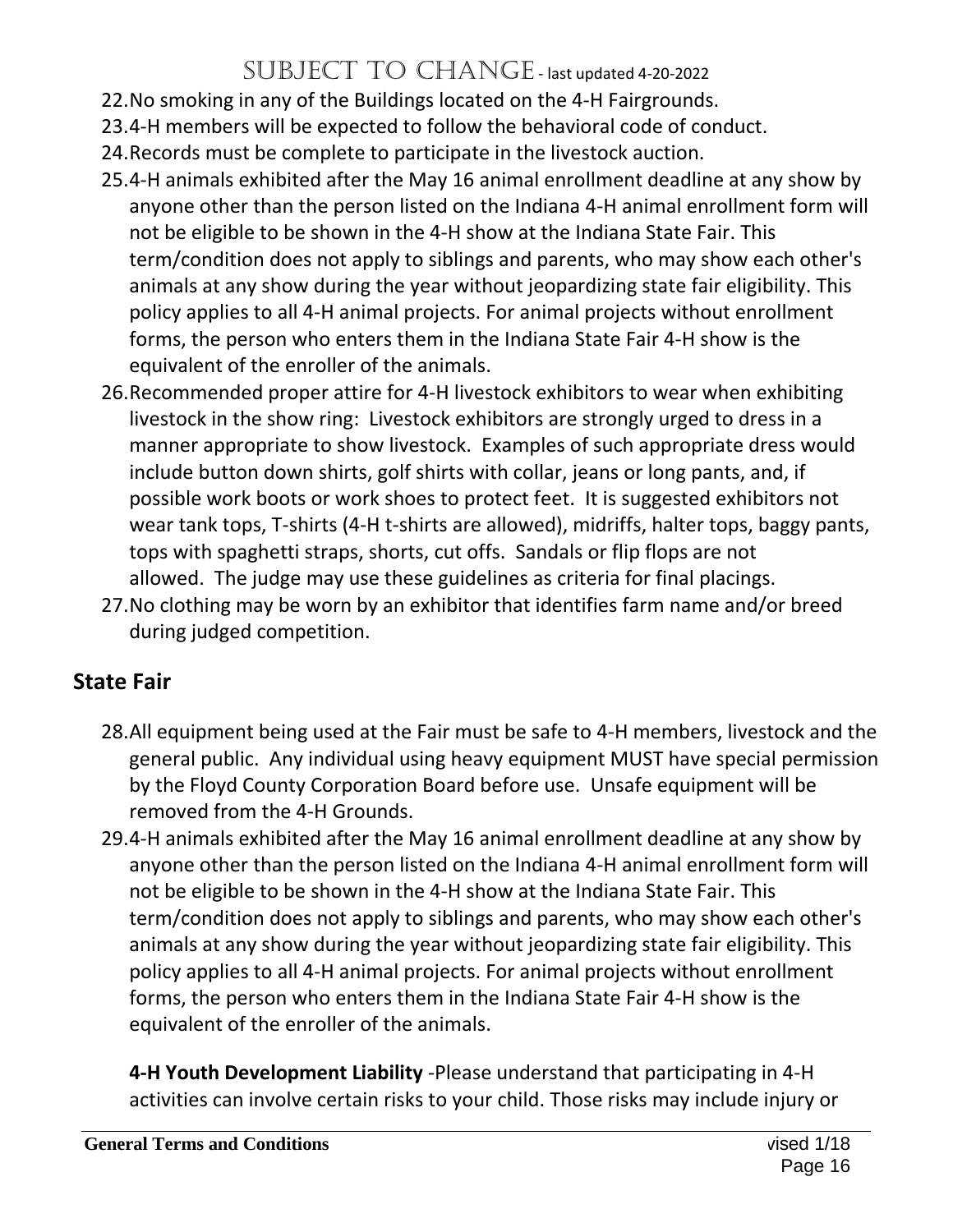22. No smoking in any of the Buildings located on the 4-H Fairgrounds.
23. 4-H members will be expected to follow the behavioral code of conduct.
24. Records must be complete to participate in the livestock auction.
25. 4-H animals exhibited after the May 16 animal enrollment deadline at any show by anyone other than the person listed on the Indiana 4-H animal enrollment form will not be eligible to be shown in the 4-H show at the Indiana State Fair. This term/condition does not apply to siblings and parents, who may show each other's animals at any show during the year without jeopardizing state fair eligibility. This policy applies to all 4-H animal projects. For animal projects without enrollment forms, the person who enters them in the Indiana State Fair 4-H show is the equivalent of the enroller of the animals.
26. Recommended proper attire for 4-H livestock exhibitors to wear when exhibiting livestock in the show ring: Livestock exhibitors are strongly urged to dress in a manner appropriate to show livestock. Examples of such appropriate dress would include button down shirts, golf shirts with collar, jeans or long pants, and, if possible work boots or work shoes to protect feet. It is suggested exhibitors not wear tank tops, T-shirts (4-H t-shirts are allowed), midriffs, halter tops, baggy pants, tops with spaghetti straps, shorts, cut offs. Sandals or flip flops are not allowed. The judge may use these guidelines as criteria for final placings.
27. No clothing may be worn by an exhibitor that identifies farm name and/or breed during judged competition.

## State Fair

28. All equipment being used at the Fair must be safe to 4-H members, livestock and the general public. Any individual using heavy equipment MUST have special permission by the Floyd County Corporation Board before use. Unsafe equipment will be removed from the 4-H Grounds.
29. 4-H animals exhibited after the May 16 animal enrollment deadline at any show by anyone other than the person listed on the Indiana 4-H animal enrollment form will not be eligible to be shown in the 4-H show at the Indiana State Fair. This term/condition does not apply to siblings and parents, who may show each other's animals at any show during the year without jeopardizing state fair eligibility. This policy applies to all 4-H animal projects. For animal projects without enrollment forms, the person who enters them in the Indiana State Fair 4-H show is the equivalent of the enroller of the animals.

   **4-H Youth Development Liability** -Please understand that participating in 4-H activities can involve certain risks to your child. Those risks may include injury or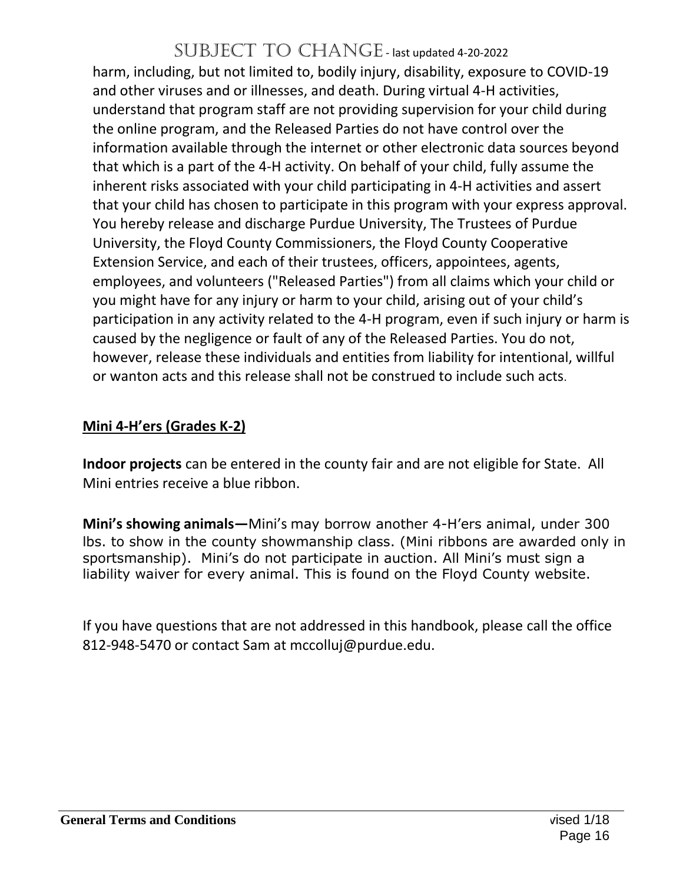harm, including, but not limited to, bodily injury, disability, exposure to COVID-19 and other viruses and or illnesses, and death. During virtual 4-H activities, understand that program staff are not providing supervision for your child during the online program, and the Released Parties do not have control over the information available through the internet or other electronic data sources beyond that which is a part of the 4-H activity. On behalf of your child, fully assume the inherent risks associated with your child participating in 4-H activities and assert that your child has chosen to participate in this program with your express approval. You hereby release and discharge Purdue University, The Trustees of Purdue University, the Floyd County Commissioners, the Floyd County Cooperative Extension Service, and each of their trustees, officers, appointees, agents, employees, and volunteers ("Released Parties") from all claims which your child or you might have for any injury or harm to your child, arising out of your child's participation in any activity related to the 4-H program, even if such injury or harm is caused by the negligence or fault of any of the Released Parties. You do not, however, release these individuals and entities from liability for intentional, willful or wanton acts and this release shall not be construed to include such acts.

## Mini 4-H'ers (Grades K-2)

**Indoor projects** can be entered in the county fair and are not eligible for State. All Mini entries receive a blue ribbon.

**Mini's showing animals—**Mini's may borrow another 4-H'ers animal, under 300 lbs. to show in the county showmanship class. (Mini ribbons are awarded only in sportsmanship). Mini's do not participate in auction. All Mini's must sign a liability waiver for every animal. This is found on the Floyd County website.

If you have questions that are not addressed in this handbook, please call the office 812-948-5470 or contact Sam at mccolluj@purdue.edu.